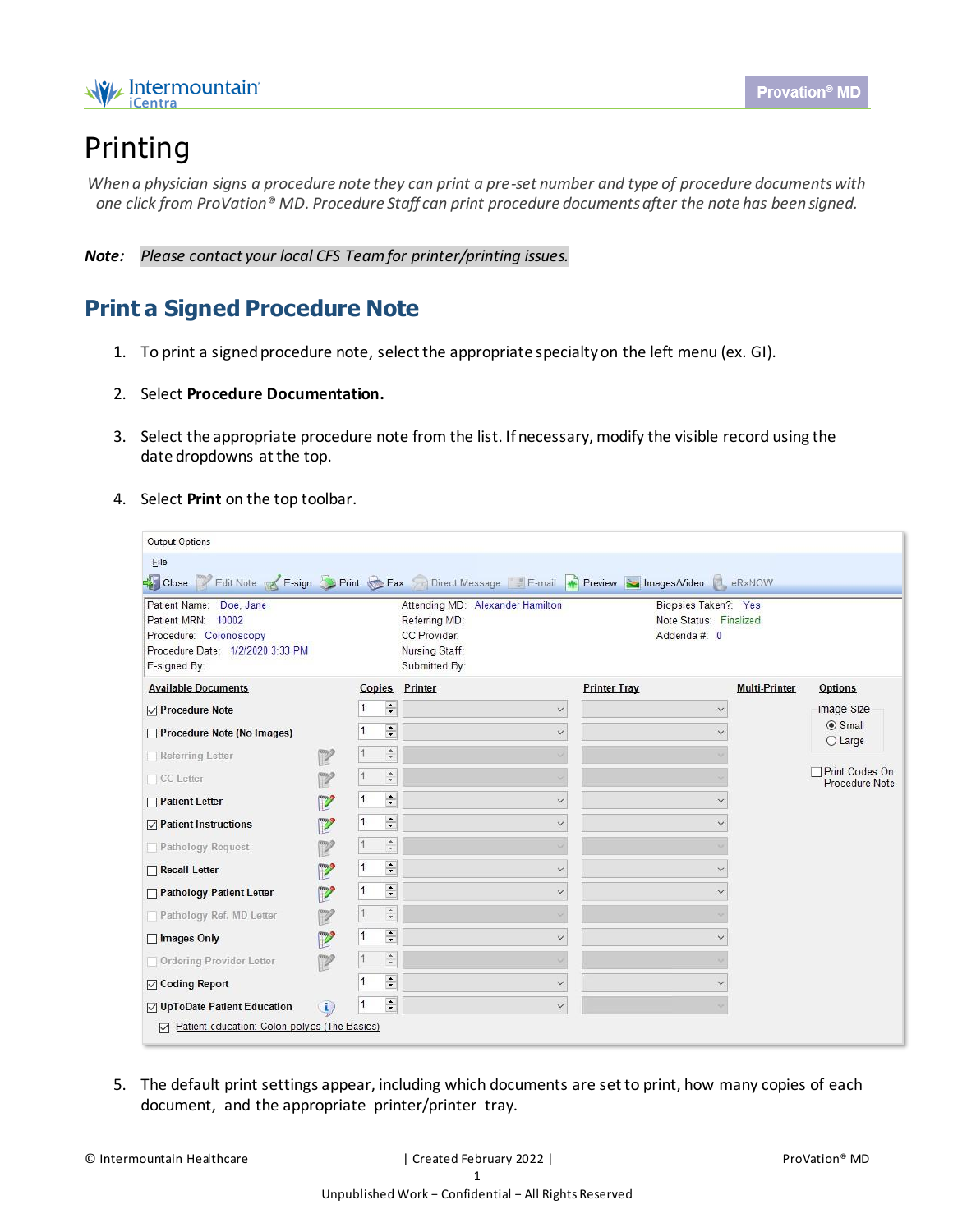# Printing

*When a physician signs a procedure note they can print a pre-set number and type of procedure documents with one click from ProVation® MD. Procedure Staff can print procedure documents after the note has been signed.*

***Note:*** *Please contact your local CFS Team for printer/printing issues.*

## Print a Signed Procedure Note

1. To print a signed procedure note, select the appropriate specialty on the left menu (ex. GI).
2. Select **Procedure Documentation.**
3. Select the appropriate procedure note from the list. If necessary, modify the visible record using the date dropdowns at the top.
4. Select **Print** on the top toolbar.
5. The default print settings appear, including which documents are set to print, how many copies of each document, and the appropriate printer/printer tray.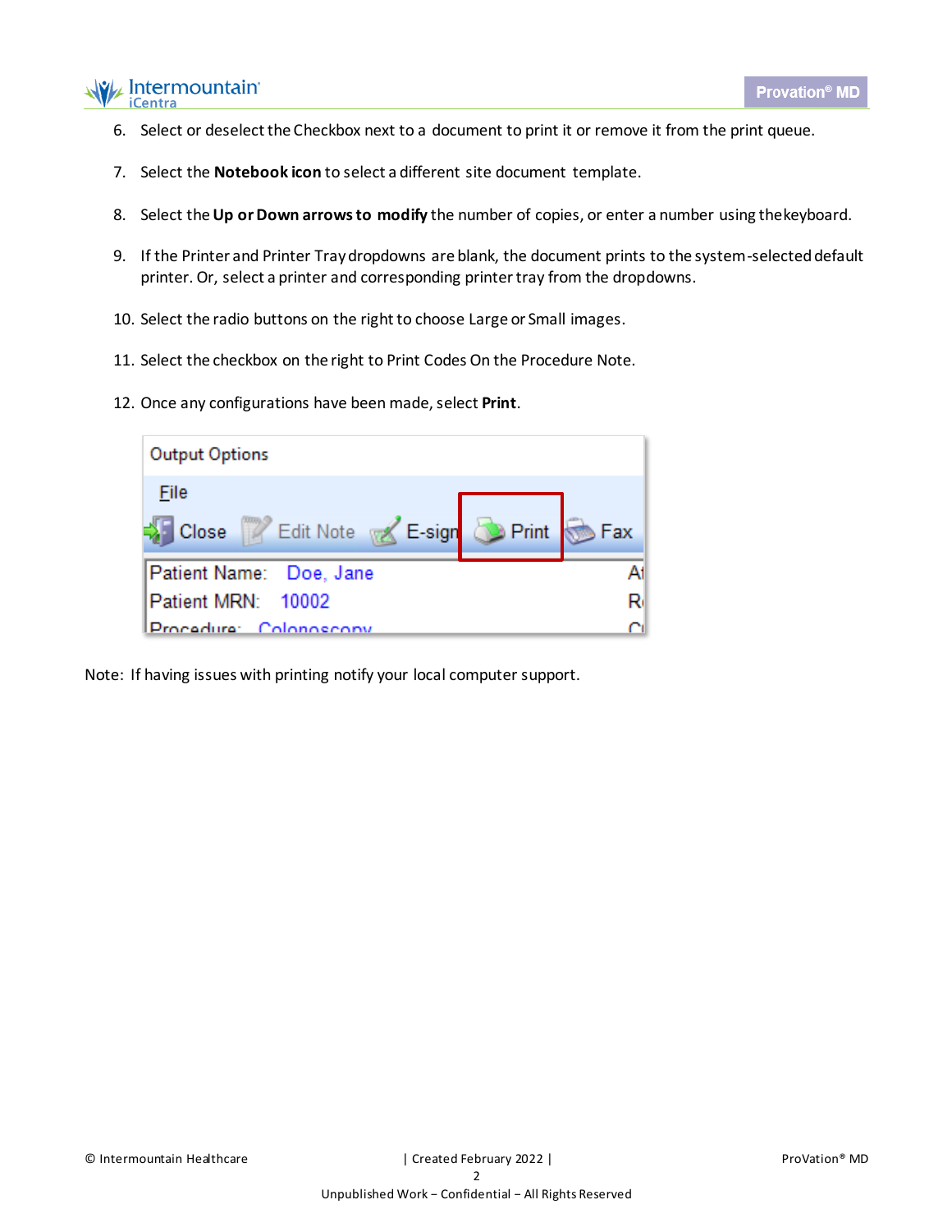6. Select or deselect the Checkbox next to a document to print it or remove it from the print queue.

7. Select the **Notebook icon** to select a different site document template.

8. Select the **Up or Down arrows to modify** the number of copies, or enter a number using the keyboard.

9. If the Printer and Printer Tray dropdowns are blank, the document prints to the system-selected default printer. Or, select a printer and corresponding printer tray from the dropdowns.

10. Select the radio buttons on the right to choose Large or Small images.

11. Select the checkbox on the right to Print Codes On the Procedure Note.

12. Once any configurations have been made, select **Print**.

Note: If having issues with printing notify your local computer support.